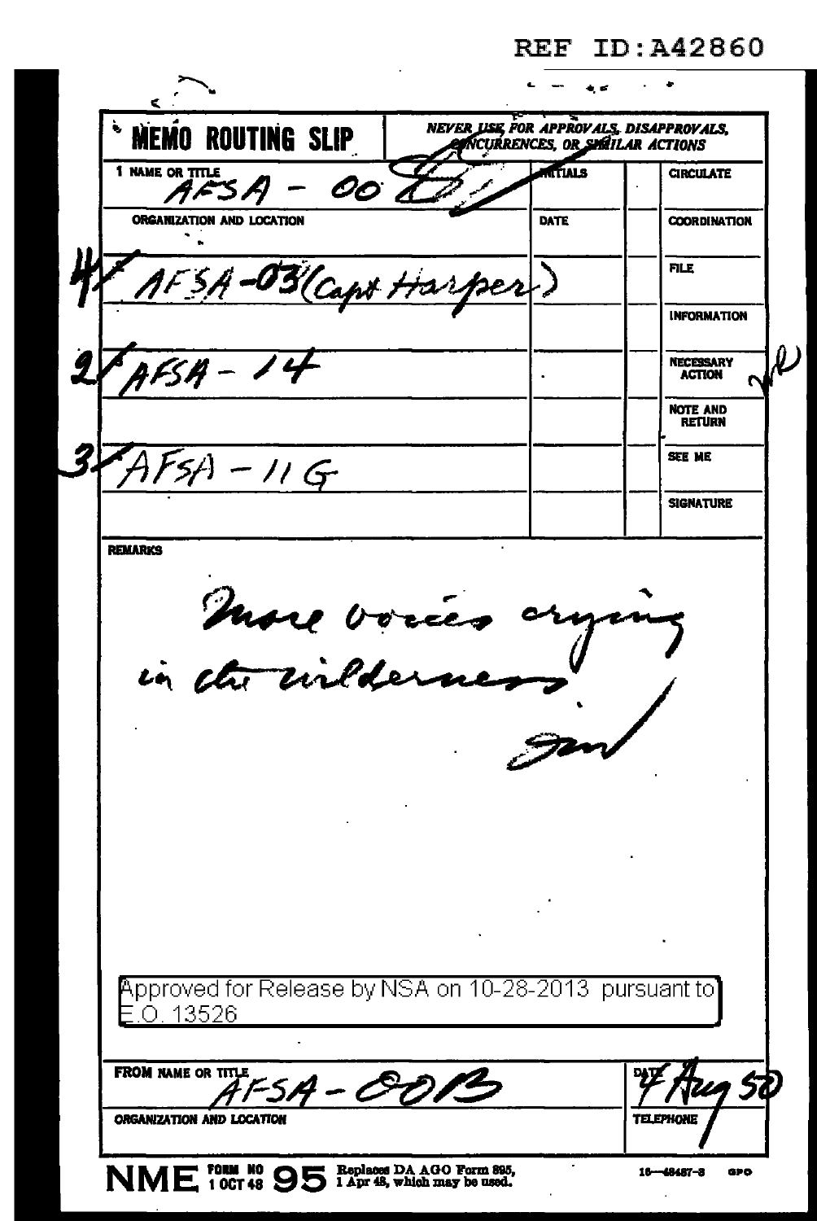REF ID:A42860

**MEMO ROUTING SLIP**

NEVER USE FOR APPROVALS, DISAPPROVALS, CONCURRENCES, OR SIMILAR ACTIONS

| NAME OR TITLE | INITIALS | | CIRCULATE |
|---|---|---|---|
| 1 AFSA - 00 | | | |
| ORGANIZATION AND LOCATION | DATE | | COORDINATION |
| 4 AFSA-03 (Capt Harper) | | | FILE |
| | | | INFORMATION |
| 2 AFSA - 14 | | | NECESSARY ACTION |
| | | | NOTE AND RETURN |
| 3 AFSA - 11G | | | SEE ME |
| | | | SIGNATURE |

REMARKS

More voices crying in the wilderness!

Sm

Approved for Release by NSA on 10-28-2013 pursuant to E.O. 13526

FROM NAME OR TITLE: AFSA - 00B

DATE: 4 Aug 50

ORGANIZATION AND LOCATION

TELEPHONE

NME FORM NO 95 1 OCT 48 — Replaces DA AGO Form 895, 1 Apr 48, which may be used.

16—48487-3 GPO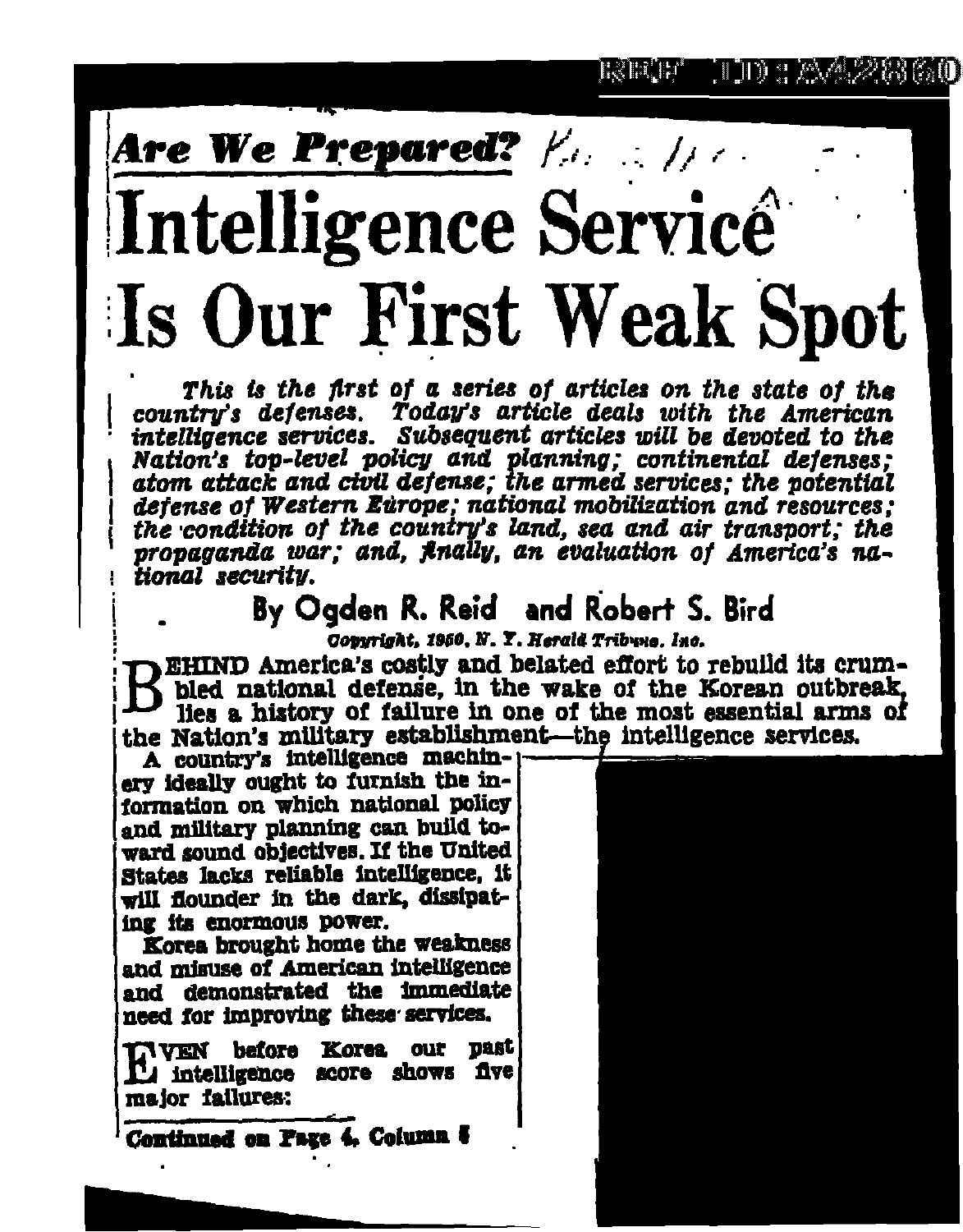*Are We Prepared?*

# Intelligence Service Is Our First Weak Spot

*This is the first of a series of articles on the state of the country's defenses. Today's article deals with the American intelligence services. Subsequent articles will be devoted to the Nation's top-level policy and planning; continental defenses; atom attack and civil defense; the armed services; the potential defense of Western Europe; national mobilization and resources; the condition of the country's land, sea and air transport; the propaganda war; and, finally, an evaluation of America's national security.*

## By Ogden R. Reid and Robert S. Bird

*Copyright, 1950, N. Y. Herald Tribune, Inc.*

**BEHIND America's costly and belated effort to rebuild its crumbled national defense, in the wake of the Korean outbreak, lies a history of failure in one of the most essential arms of the Nation's military establishment—the intelligence services.**

A country's intelligence machinery ideally ought to furnish the information on which national policy and military planning can build toward sound objectives. If the United States lacks reliable intelligence, it will flounder in the dark, dissipating its enormous power.

Korea brought home the weakness and misuse of American intelligence and demonstrated the immediate need for improving these services.

EVEN before Korea our past intelligence score shows five major failures:

**Continued on Page 4, Column 5**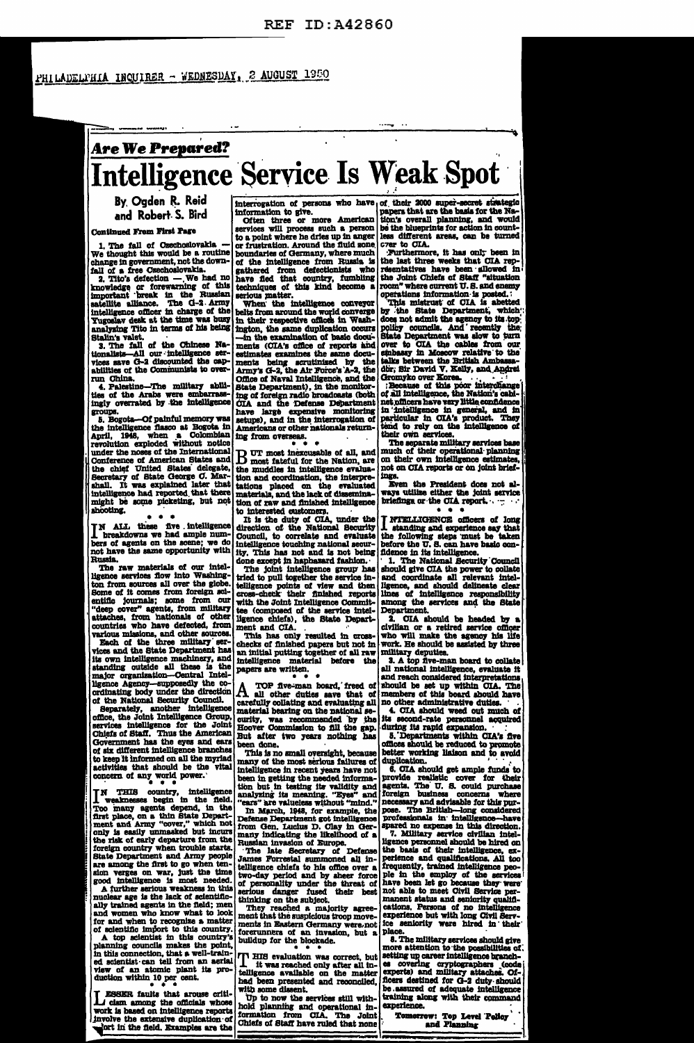PHILADELPHIA INQUIRER - WEDNESDAY, 2 AUGUST 1950

*Are We Prepared?*

# Intelligence Service Is Weak Spot

By Ogden R. Reid and Robert S. Bird

Continued From First Page

1. The fall of Czechoslovakia — We thought this would be a routine change in government, not the downfall of a free Czechoslovakia.

2. Tito's defection — We had no knowledge or forewarning of this important break in the Russian satellite alliance. The G-2 Army intelligence officer in charge of the Yugoslav desk at the time was busy analyzing Tito in terms of his being Stalin's valet.

3. The fall of the Chinese Nationalists—All our intelligence services save G-2 discounted the capabilities of the Communists to overrun China.

4. Palestine—The military abilities of the Arabs were embarrassingly overrated by the intelligence groups.

5. Bogota—Of painful memory was the intelligence fiasco at Bogota in April, 1948, when a Colombian revolution exploded without notice under the noses of the International Conference of American States and the chief United States delegate, Secretary of State George C. Marshall. It was explained later that intelligence had reported that there might be some picketing, but not shooting.

\* \* \*

IN ALL these five intelligence breakdowns we had ample numbers of agents on the scene; we do not have the same opportunity with Russia.

The raw materials of our intelligence services flow into Washington from sources all over the globe. Some of it comes from foreign scientific journals; some from our "deep cover" agents, from military attaches, from nationals of other countries who have defected, from various missions, and other sources.

Each of the three military services and the State Department has its own intelligence machinery, and standing outside all these is the major organization—Central Intelligence Agency—supposedly the coordinating body under the direction of the National Security Council.

Separately, another intelligence office, the Joint Intelligence Group, services intelligence for the Joint Chiefs of Staff. Thus the American Government has the eyes and ears of six different intelligence branches to keep it informed on all the myriad activities that should be the vital concern of any world power.

\* \* \*

IN THIS country, intelligence weaknesses begin in the field. Too many agents depend, in the first place, on a thin State Department and Army "cover," which not only is easily unmasked but incurs the risk of early departure from the foreign country when trouble starts. State Department and Army people are among the first to go when tension verges on war, just the time good intelligence is most needed.

A further serious weakness in this nuclear age is the lack of scientifically trained agents in the field; men and women who know what to look for and when to recognize a matter of scientific import to this country.

A top scientist in this country's planning councils makes the point, in this connection, that a well-trained scientist can tell from an aerial view of an atomic plant its production within 10 per cent.

\* \* \*

LESSER faults that arouse criticism among the officials whose work is based on intelligence reports involve the extensive duplication of effort in the field. Examples are the interrogation of persons who have information to give.

Often three or more American services will process such a person to a point where he dries up in anger or frustration. Around the fluid zone boundaries of Germany, where much of the intelligence from Russia is gathered from defectionists who have fled that country, fumbling techniques of this kind become a serious matter.

When the intelligence conveyor belts from around the world converge in their respective offices in Washington, the same duplication occurs—in the examination of basic documents (CIA's office of reports and estimates examines the same documents being scrutinized by the Army's G-2, the Air Force's A-2, the Office of Naval Intelligence, and the State Department), in the monitoring of foreign radio broadcasts (both CIA and the Defense Department have large expensive monitoring setups), and in the interrogation of Americans or other nationals returning from overseas.

\* \* \*

BUT most inexcusable of all, and most fateful for the Nation, are the muddles in intelligence evaluation and coordination, the interpretations placed on the evaluated materials, and the lack of dissemination of raw and finished intelligence to interested customers.

It is the duty of CIA, under the direction of the National Security Council, to correlate and evaluate intelligence touching national security. This has not and is not being done except in haphazard fashion.

The joint intelligence group has tried to pull together the service intelligence points of view and then cross-check their finished reports with the Joint Intelligence Committee (composed of the service intelligence chiefs), the State Department and CIA.

This has only resulted in cross-checks of finished papers but not in an initial putting together of all raw intelligence material before the papers are written.

\* \* \*

A TOP five-man board, freed of all other duties save that of carefully collating and evaluating all material bearing on the national security, was recommended by the Hoover Commission to fill the gap. But after two years nothing has been done.

This is no small oversight, because many of the most serious failures of intelligence in recent years have not been in getting the needed information but in testing its validity and analyzing its meaning. "Eyes" and "ears" are valueless without "mind."

In March, 1948, for example, the Defense Department got intelligence from Gen. Lucius D. Clay in Germany indicating the likelihood of a Russian invasion of Europe.

The late Secretary of Defense James Forrestal summoned all intelligence chiefs to his office over a two-day period and by sheer force of personality under the threat of serious danger fused their best thinking on the subject.

They reached a majority agreement that the suspicious troop movements in Eastern Germany were not forerunners of an invasion, but a buildup for the blockade.

\* \* \*

THIS evaluation was correct, but it was reached only after all intelligence available on the matter had been presented and reconciled, with some dissent.

Up to now the services still withhold planning and operational information from CIA. The Joint Chiefs of Staff have ruled that none of their 2000 super-secret strategic papers that are the basis for the Nation's overall planning, and would be the blueprints for action in countless different areas, can be turned over to CIA.

Furthermore, it has only been in the last three weeks that CIA representatives have been allowed in the Joint Chiefs of Staff "situation room" where current U. S. and enemy operations information is posted.

This mistrust of CIA is abetted by the State Department, which does not admit the agency to its top policy councils. And recently the State Department was slow to turn over to CIA the cables from our embassy in Moscow relative to the talks between the British Ambassador, Sir David V. Kelly, and Andrei Gromyko over Korea.

Because of this poor interchange of all intelligence, the Nation's cabinet officers have very little confidence in intelligence in general, and in particular in CIA's product. They tend to rely on the intelligence of their own services.

The separate military services base much of their operational planning on their own intelligence estimates, not on CIA reports or on joint briefings.

Even the President does not always utilize either the joint service briefings or the CIA report.

\* \* \*

INTELLIGENCE officers of long standing and experience say that the following steps must be taken before the U. S. can have basic confidence in its intelligence.

1. The National Security Council should give CIA the power to collate and coordinate all relevant intelligence, and should delineate clear lines of intelligence responsibility among the services and the State Department.

2. CIA should be headed by a civilian or a retired service officer who will make the agency his life work. He should be assisted by three military deputies.

3. A top five-man board to collate all national intelligence, evaluate it and reach considered interpretations should be set up within CIA. The members of this board should have no other administrative duties.

4. CIA should weed out much of its second-rate personnel acquired during its rapid expansion.

5. Departments within CIA's five offices should be reduced to promote better working liaison and to avoid duplication.

6. CIA should get ample funds to provide realistic cover for their agents. The U. S. could purchase foreign business concerns where necessary and advisable for this purpose. The British—long considered professionals in intelligence—have spared no expense in this direction.

7. Military service civilian intelligence personnel should be hired on the basis of their intelligence, experience and qualifications. All too frequently, trained intelligence people in the employ of the services have been let go because they were not able to meet Civil Service permanent status and seniority qualifications. Persons of no intelligence experience but with long Civil Service seniority were hired in their place.

8. The military services should give more attention to the possibilities of setting up career intelligence branches covering cryptographers (code experts) and military attaches. Officers destined for G-2 duty should be assured of adequate intelligence training along with their command experience.

**Tomorrow: Top Level Policy and Planning**